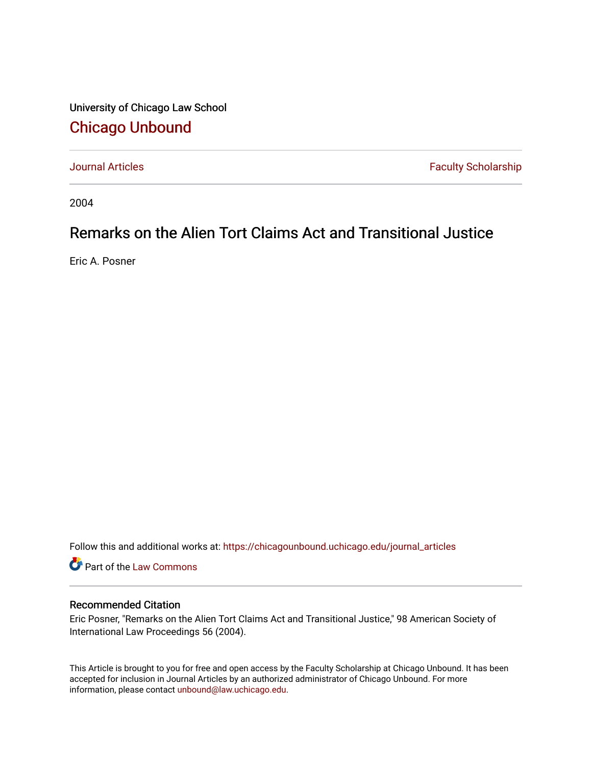University of Chicago Law School

# Chicago Unbound

Journal Articles | Faculty Scholarship

2004

## Remarks on the Alien Tort Claims Act and Transitional Justice

Eric A. Posner

Follow this and additional works at: https://chicagounbound.uchicago.edu/journal_articles

Part of the Law Commons

### Recommended Citation

Eric Posner, "Remarks on the Alien Tort Claims Act and Transitional Justice," 98 American Society of International Law Proceedings 56 (2004).

This Article is brought to you for free and open access by the Faculty Scholarship at Chicago Unbound. It has been accepted for inclusion in Journal Articles by an authorized administrator of Chicago Unbound. For more information, please contact unbound@law.uchicago.edu.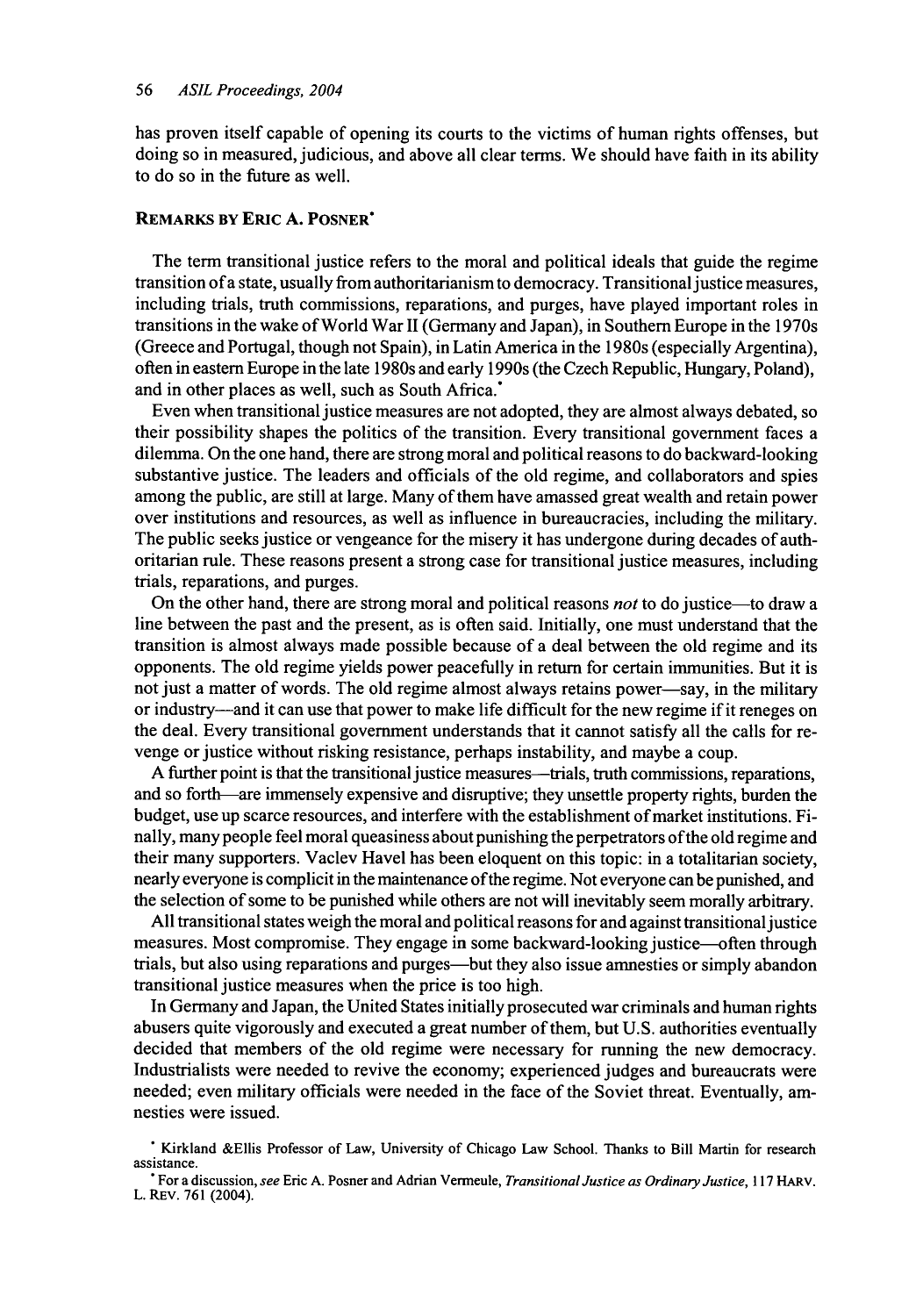has proven itself capable of opening its courts to the victims of human rights offenses, but doing so in measured, judicious, and above all clear terms. We should have faith in its ability to do so in the future as well.

## REMARKS BY ERIC A. POSNER*

The term transitional justice refers to the moral and political ideals that guide the regime transition of a state, usually from authoritarianism to democracy. Transitional justice measures, including trials, truth commissions, reparations, and purges, have played important roles in transitions in the wake of World War II (Germany and Japan), in Southern Europe in the 1970s (Greece and Portugal, though not Spain), in Latin America in the 1980s (especially Argentina), often in eastern Europe in the late 1980s and early 1990s (the Czech Republic, Hungary, Poland), and in other places as well, such as South Africa.*

Even when transitional justice measures are not adopted, they are almost always debated, so their possibility shapes the politics of the transition. Every transitional government faces a dilemma. On the one hand, there are strong moral and political reasons to do backward-looking substantive justice. The leaders and officials of the old regime, and collaborators and spies among the public, are still at large. Many of them have amassed great wealth and retain power over institutions and resources, as well as influence in bureaucracies, including the military. The public seeks justice or vengeance for the misery it has undergone during decades of authoritarian rule. These reasons present a strong case for transitional justice measures, including trials, reparations, and purges.

On the other hand, there are strong moral and political reasons *not* to do justice—to draw a line between the past and the present, as is often said. Initially, one must understand that the transition is almost always made possible because of a deal between the old regime and its opponents. The old regime yields power peacefully in return for certain immunities. But it is not just a matter of words. The old regime almost always retains power—say, in the military or industry—and it can use that power to make life difficult for the new regime if it reneges on the deal. Every transitional government understands that it cannot satisfy all the calls for revenge or justice without risking resistance, perhaps instability, and maybe a coup.

A further point is that the transitional justice measures—trials, truth commissions, reparations, and so forth—are immensely expensive and disruptive; they unsettle property rights, burden the budget, use up scarce resources, and interfere with the establishment of market institutions. Finally, many people feel moral queasiness about punishing the perpetrators of the old regime and their many supporters. Vaclev Havel has been eloquent on this topic: in a totalitarian society, nearly everyone is complicit in the maintenance of the regime. Not everyone can be punished, and the selection of some to be punished while others are not will inevitably seem morally arbitrary.

All transitional states weigh the moral and political reasons for and against transitional justice measures. Most compromise. They engage in some backward-looking justice—often through trials, but also using reparations and purges—but they also issue amnesties or simply abandon transitional justice measures when the price is too high.

In Germany and Japan, the United States initially prosecuted war criminals and human rights abusers quite vigorously and executed a great number of them, but U.S. authorities eventually decided that members of the old regime were necessary for running the new democracy. Industrialists were needed to revive the economy; experienced judges and bureaucrats were needed; even military officials were needed in the face of the Soviet threat. Eventually, amnesties were issued.

---

* Kirkland &Ellis Professor of Law, University of Chicago Law School. Thanks to Bill Martin for research assistance.

* For a discussion, *see* Eric A. Posner and Adrian Vermeule, *Transitional Justice as Ordinary Justice*, 117 HARV. L. REV. 761 (2004).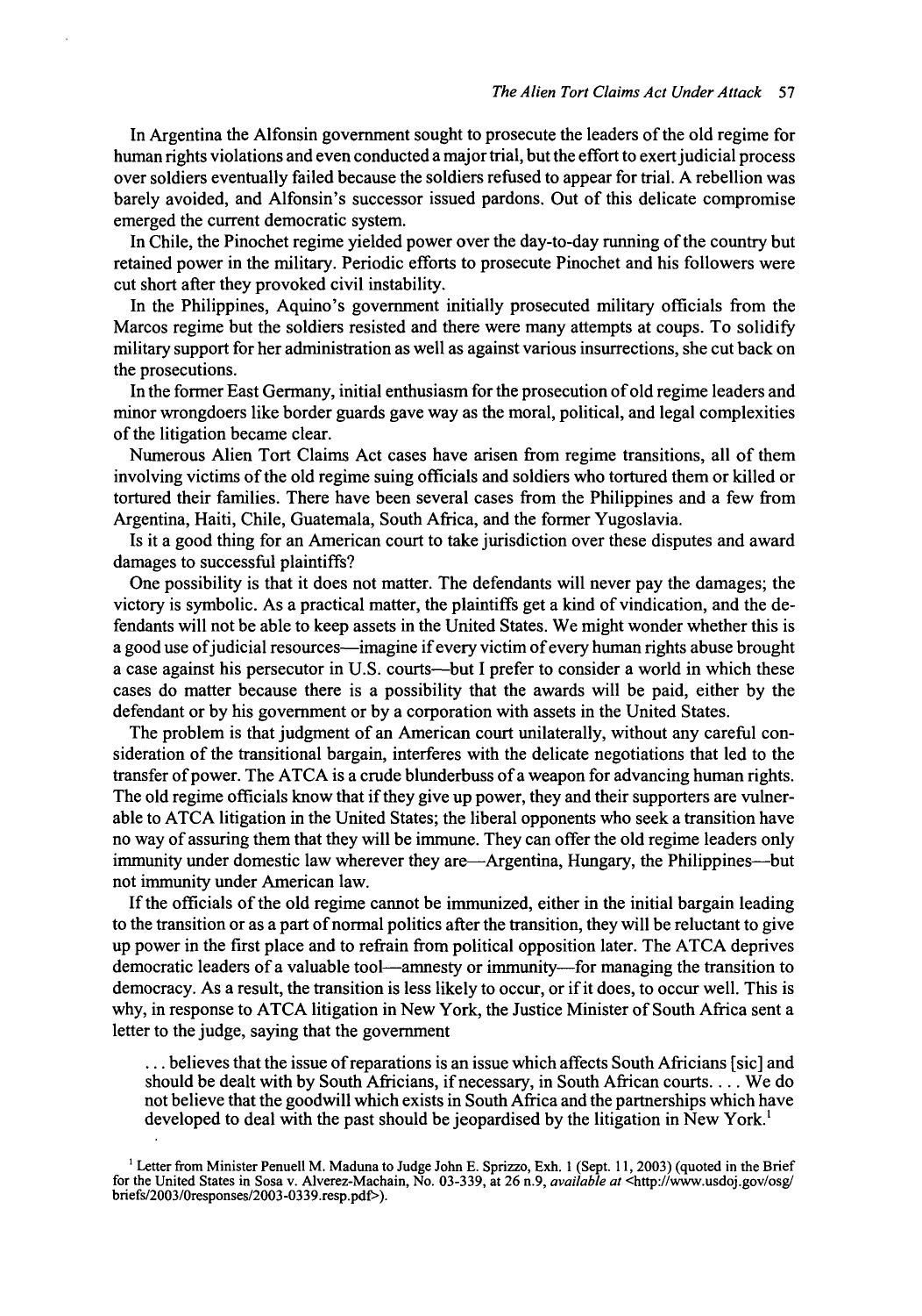In Argentina the Alfonsin government sought to prosecute the leaders of the old regime for human rights violations and even conducted a major trial, but the effort to exert judicial process over soldiers eventually failed because the soldiers refused to appear for trial. A rebellion was barely avoided, and Alfonsin's successor issued pardons. Out of this delicate compromise emerged the current democratic system.

In Chile, the Pinochet regime yielded power over the day-to-day running of the country but retained power in the military. Periodic efforts to prosecute Pinochet and his followers were cut short after they provoked civil instability.

In the Philippines, Aquino's government initially prosecuted military officials from the Marcos regime but the soldiers resisted and there were many attempts at coups. To solidify military support for her administration as well as against various insurrections, she cut back on the prosecutions.

In the former East Germany, initial enthusiasm for the prosecution of old regime leaders and minor wrongdoers like border guards gave way as the moral, political, and legal complexities of the litigation became clear.

Numerous Alien Tort Claims Act cases have arisen from regime transitions, all of them involving victims of the old regime suing officials and soldiers who tortured them or killed or tortured their families. There have been several cases from the Philippines and a few from Argentina, Haiti, Chile, Guatemala, South Africa, and the former Yugoslavia.

Is it a good thing for an American court to take jurisdiction over these disputes and award damages to successful plaintiffs?

One possibility is that it does not matter. The defendants will never pay the damages; the victory is symbolic. As a practical matter, the plaintiffs get a kind of vindication, and the defendants will not be able to keep assets in the United States. We might wonder whether this is a good use of judicial resources—imagine if every victim of every human rights abuse brought a case against his persecutor in U.S. courts—but I prefer to consider a world in which these cases do matter because there is a possibility that the awards will be paid, either by the defendant or by his government or by a corporation with assets in the United States.

The problem is that judgment of an American court unilaterally, without any careful consideration of the transitional bargain, interferes with the delicate negotiations that led to the transfer of power. The ATCA is a crude blunderbuss of a weapon for advancing human rights. The old regime officials know that if they give up power, they and their supporters are vulnerable to ATCA litigation in the United States; the liberal opponents who seek a transition have no way of assuring them that they will be immune. They can offer the old regime leaders only immunity under domestic law wherever they are—Argentina, Hungary, the Philippines—but not immunity under American law.

If the officials of the old regime cannot be immunized, either in the initial bargain leading to the transition or as a part of normal politics after the transition, they will be reluctant to give up power in the first place and to refrain from political opposition later. The ATCA deprives democratic leaders of a valuable tool—amnesty or immunity—for managing the transition to democracy. As a result, the transition is less likely to occur, or if it does, to occur well. This is why, in response to ATCA litigation in New York, the Justice Minister of South Africa sent a letter to the judge, saying that the government

> . . . believes that the issue of reparations is an issue which affects South Africians [sic] and should be dealt with by South Africans, if necessary, in South African courts. . . . We do not believe that the goodwill which exists in South Africa and the partnerships which have developed to deal with the past should be jeopardised by the litigation in New York.[1]

[1] Letter from Minister Penuell M. Maduna to Judge John E. Sprizzo, Exh. 1 (Sept. 11, 2003) (quoted in the Brief for the United States in Sosa v. Alverez-Machain, No. 03-339, at 26 n.9, *available at* <http://www.usdoj.gov/osg/briefs/2003/0responses/2003-0339.resp.pdf>).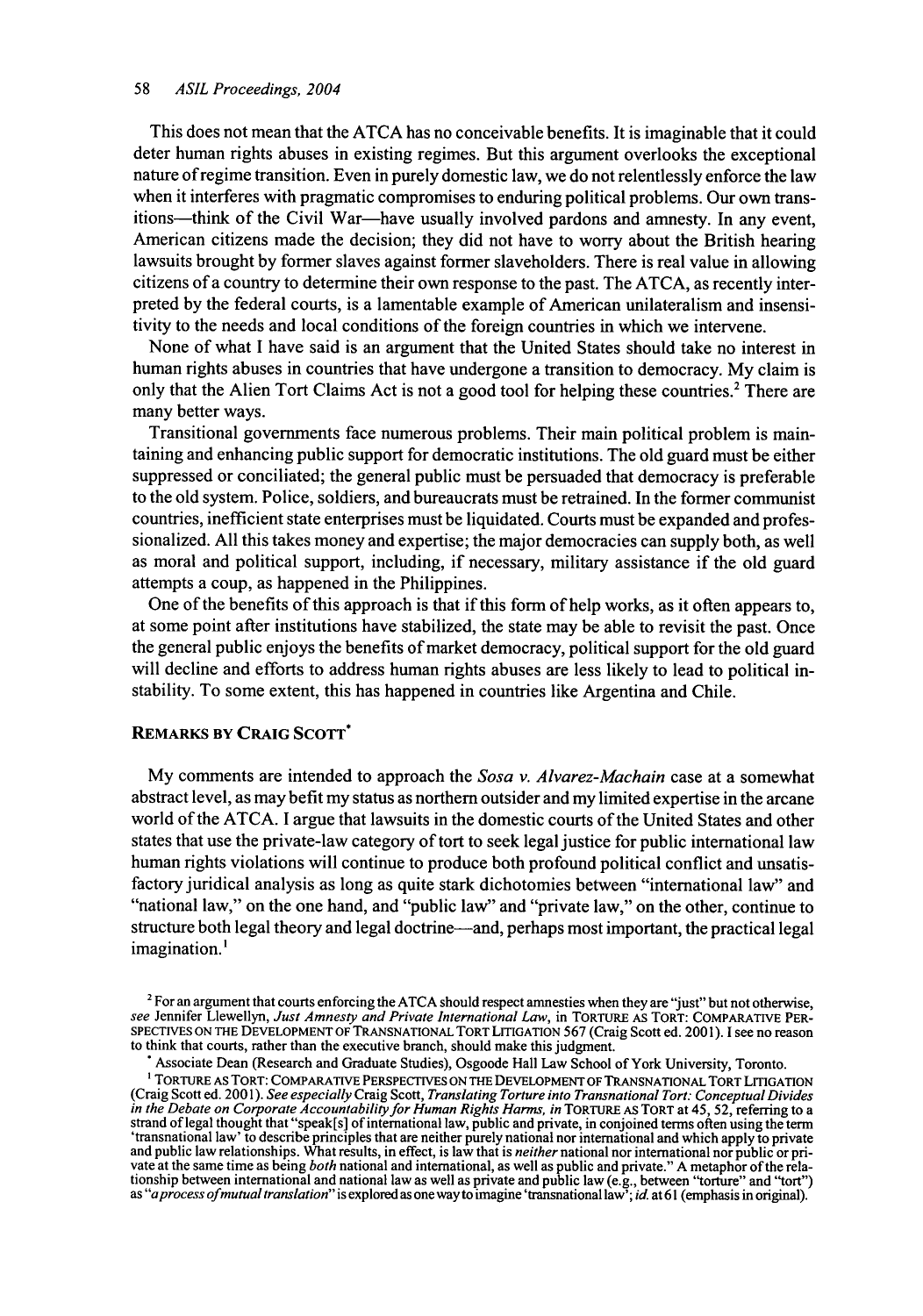This does not mean that the ATCA has no conceivable benefits. It is imaginable that it could deter human rights abuses in existing regimes. But this argument overlooks the exceptional nature of regime transition. Even in purely domestic law, we do not relentlessly enforce the law when it interferes with pragmatic compromises to enduring political problems. Our own transitions—think of the Civil War—have usually involved pardons and amnesty. In any event, American citizens made the decision; they did not have to worry about the British hearing lawsuits brought by former slaves against former slaveholders. There is real value in allowing citizens of a country to determine their own response to the past. The ATCA, as recently interpreted by the federal courts, is a lamentable example of American unilateralism and insensitivity to the needs and local conditions of the foreign countries in which we intervene.

None of what I have said is an argument that the United States should take no interest in human rights abuses in countries that have undergone a transition to democracy. My claim is only that the Alien Tort Claims Act is not a good tool for helping these countries.[2] There are many better ways.

Transitional governments face numerous problems. Their main political problem is maintaining and enhancing public support for democratic institutions. The old guard must be either suppressed or conciliated; the general public must be persuaded that democracy is preferable to the old system. Police, soldiers, and bureaucrats must be retrained. In the former communist countries, inefficient state enterprises must be liquidated. Courts must be expanded and professionalized. All this takes money and expertise; the major democracies can supply both, as well as moral and political support, including, if necessary, military assistance if the old guard attempts a coup, as happened in the Philippines.

One of the benefits of this approach is that if this form of help works, as it often appears to, at some point after institutions have stabilized, the state may be able to revisit the past. Once the general public enjoys the benefits of market democracy, political support for the old guard will decline and efforts to address human rights abuses are less likely to lead to political instability. To some extent, this has happened in countries like Argentina and Chile.

## REMARKS BY CRAIG SCOTT*

My comments are intended to approach the *Sosa v. Alvarez-Machain* case at a somewhat abstract level, as may befit my status as northern outsider and my limited expertise in the arcane world of the ATCA. I argue that lawsuits in the domestic courts of the United States and other states that use the private-law category of tort to seek legal justice for public international law human rights violations will continue to produce both profound political conflict and unsatisfactory juridical analysis as long as quite stark dichotomies between "international law" and "national law," on the one hand, and "public law" and "private law," on the other, continue to structure both legal theory and legal doctrine—and, perhaps most important, the practical legal imagination.[1]

---

[2] For an argument that courts enforcing the ATCA should respect amnesties when they are "just" but not otherwise, *see* Jennifer Llewellyn, *Just Amnesty and Private International Law*, in TORTURE AS TORT: COMPARATIVE PERSPECTIVES ON THE DEVELOPMENT OF TRANSNATIONAL TORT LITIGATION 567 (Craig Scott ed. 2001). I see no reason to think that courts, rather than the executive branch, should make this judgment.

\* Associate Dean (Research and Graduate Studies), Osgoode Hall Law School of York University, Toronto.

[1] TORTURE AS TORT: COMPARATIVE PERSPECTIVES ON THE DEVELOPMENT OF TRANSNATIONAL TORT LITIGATION (Craig Scott ed. 2001). *See especially* Craig Scott, *Translating Torture into Transnational Tort: Conceptual Divides in the Debate on Corporate Accountability for Human Rights Harms, in* TORTURE AS TORT at 45, 52, referring to a strand of legal thought that "speak[s] of international law, public and private, in conjoined terms often using the term 'transnational law' to describe principles that are neither purely national nor international and which apply to private and public law relationships. What results, in effect, is law that is *neither* national nor international nor public or private at the same time as being *both* national and international, as well as public and private." A metaphor of the relationship between international and national law as well as private and public law (e.g., between "torture" and "tort") as "*a process of mutual translation*" is explored as one way to imagine 'transnational law'; *id.* at 61 (emphasis in original).